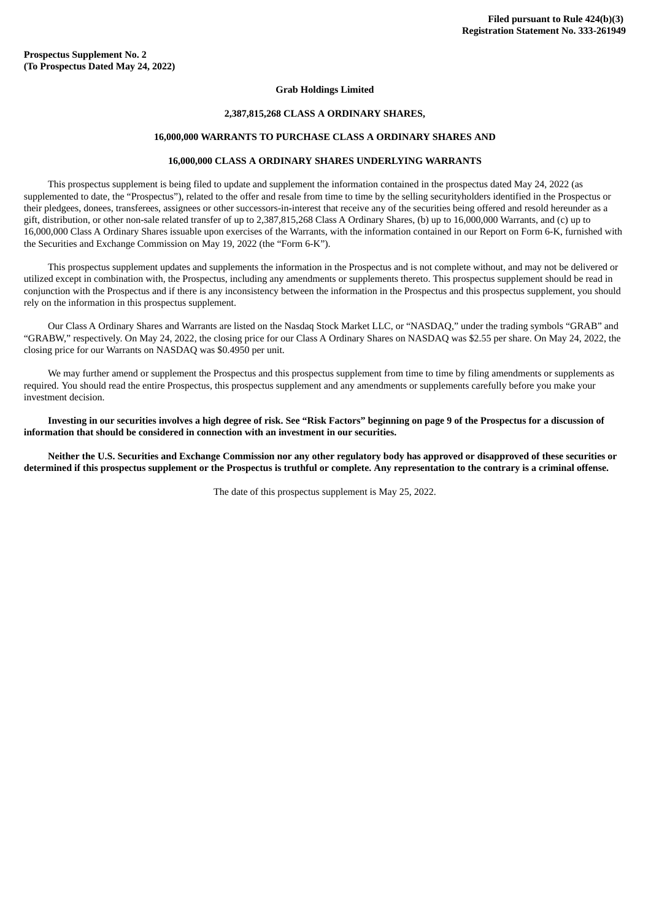**Filed pursuant to Rule 424(b)(3)**
**Registration Statement No. 333-261949**

**Prospectus Supplement No. 2**
**(To Prospectus Dated May 24, 2022)**

**Grab Holdings Limited**

**2,387,815,268 CLASS A ORDINARY SHARES,**

**16,000,000 WARRANTS TO PURCHASE CLASS A ORDINARY SHARES AND**

**16,000,000 CLASS A ORDINARY SHARES UNDERLYING WARRANTS**

This prospectus supplement is being filed to update and supplement the information contained in the prospectus dated May 24, 2022 (as supplemented to date, the "Prospectus"), related to the offer and resale from time to time by the selling securityholders identified in the Prospectus or their pledgees, donees, transferees, assignees or other successors-in-interest that receive any of the securities being offered and resold hereunder as a gift, distribution, or other non-sale related transfer of up to 2,387,815,268 Class A Ordinary Shares, (b) up to 16,000,000 Warrants, and (c) up to 16,000,000 Class A Ordinary Shares issuable upon exercises of the Warrants, with the information contained in our Report on Form 6-K, furnished with the Securities and Exchange Commission on May 19, 2022 (the "Form 6-K").

This prospectus supplement updates and supplements the information in the Prospectus and is not complete without, and may not be delivered or utilized except in combination with, the Prospectus, including any amendments or supplements thereto. This prospectus supplement should be read in conjunction with the Prospectus and if there is any inconsistency between the information in the Prospectus and this prospectus supplement, you should rely on the information in this prospectus supplement.

Our Class A Ordinary Shares and Warrants are listed on the Nasdaq Stock Market LLC, or "NASDAQ," under the trading symbols "GRAB" and "GRABW," respectively. On May 24, 2022, the closing price for our Class A Ordinary Shares on NASDAQ was $2.55 per share. On May 24, 2022, the closing price for our Warrants on NASDAQ was $0.4950 per unit.

We may further amend or supplement the Prospectus and this prospectus supplement from time to time by filing amendments or supplements as required. You should read the entire Prospectus, this prospectus supplement and any amendments or supplements carefully before you make your investment decision.

**Investing in our securities involves a high degree of risk. See "Risk Factors" beginning on page 9 of the Prospectus for a discussion of information that should be considered in connection with an investment in our securities.**

**Neither the U.S. Securities and Exchange Commission nor any other regulatory body has approved or disapproved of these securities or determined if this prospectus supplement or the Prospectus is truthful or complete. Any representation to the contrary is a criminal offense.**

The date of this prospectus supplement is May 25, 2022.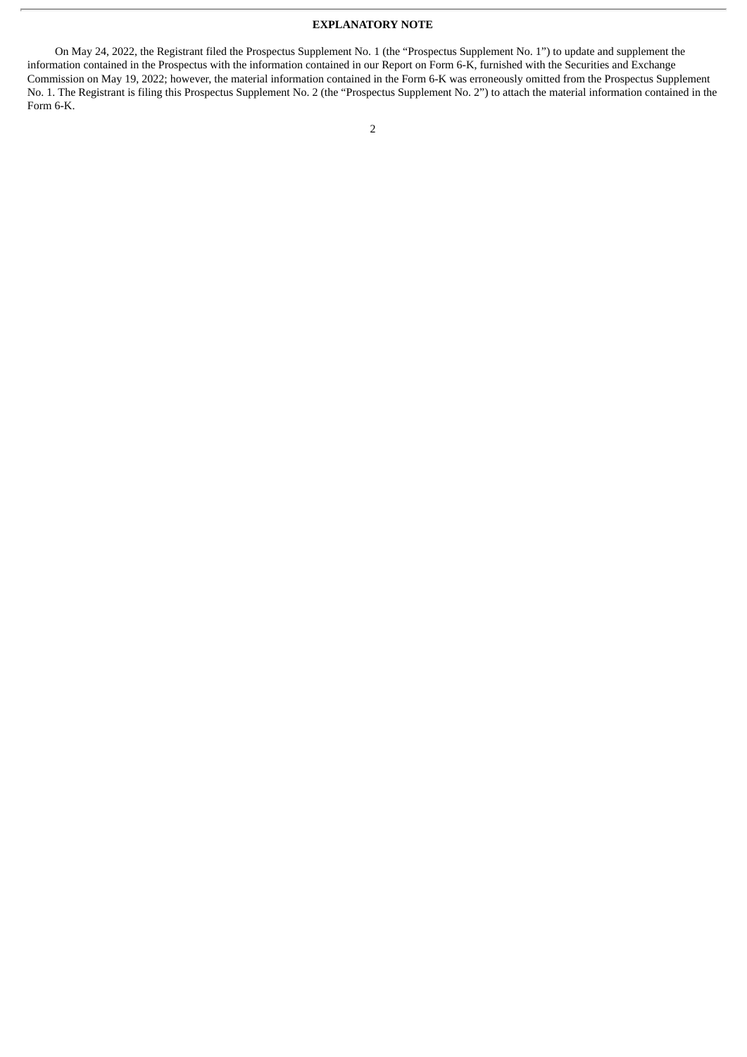**EXPLANATORY NOTE**

On May 24, 2022, the Registrant filed the Prospectus Supplement No. 1 (the "Prospectus Supplement No. 1") to update and supplement the information contained in the Prospectus with the information contained in our Report on Form 6-K, furnished with the Securities and Exchange Commission on May 19, 2022; however, the material information contained in the Form 6-K was erroneously omitted from the Prospectus Supplement No. 1. The Registrant is filing this Prospectus Supplement No. 2 (the "Prospectus Supplement No. 2") to attach the material information contained in the Form 6-K.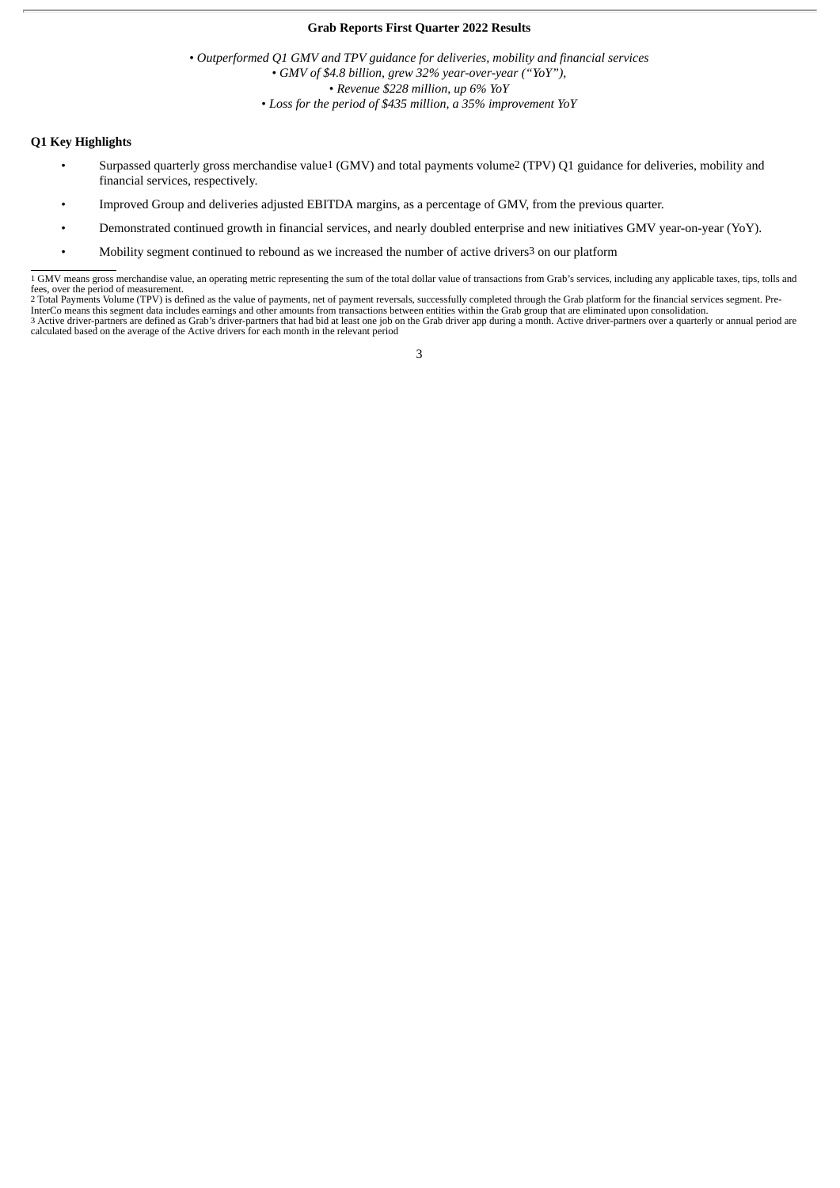**Grab Reports First Quarter 2022 Results**

*• Outperformed Q1 GMV and TPV guidance for deliveries, mobility and financial services*
*• GMV of $4.8 billion, grew 32% year-over-year (“YoY”),*
*• Revenue $228 million, up 6% YoY*
*• Loss for the period of $435 million, a 35% improvement YoY*

**Q1 Key Highlights**

- Surpassed quarterly gross merchandise value[1] (GMV) and total payments volume[2] (TPV) Q1 guidance for deliveries, mobility and financial services, respectively.
- Improved Group and deliveries adjusted EBITDA margins, as a percentage of GMV, from the previous quarter.
- Demonstrated continued growth in financial services, and nearly doubled enterprise and new initiatives GMV year-on-year (YoY).
- Mobility segment continued to rebound as we increased the number of active drivers[3] on our platform

---

[1] GMV means gross merchandise value, an operating metric representing the sum of the total dollar value of transactions from Grab’s services, including any applicable taxes, tips, tolls and fees, over the period of measurement.
[2] Total Payments Volume (TPV) is defined as the value of payments, net of payment reversals, successfully completed through the Grab platform for the financial services segment. Pre-InterCo means this segment data includes earnings and other amounts from transactions between entities within the Grab group that are eliminated upon consolidation.
[3] Active driver-partners are defined as Grab’s driver-partners that had bid at least one job on the Grab driver app during a month. Active driver-partners over a quarterly or annual period are calculated based on the average of the Active drivers for each month in the relevant period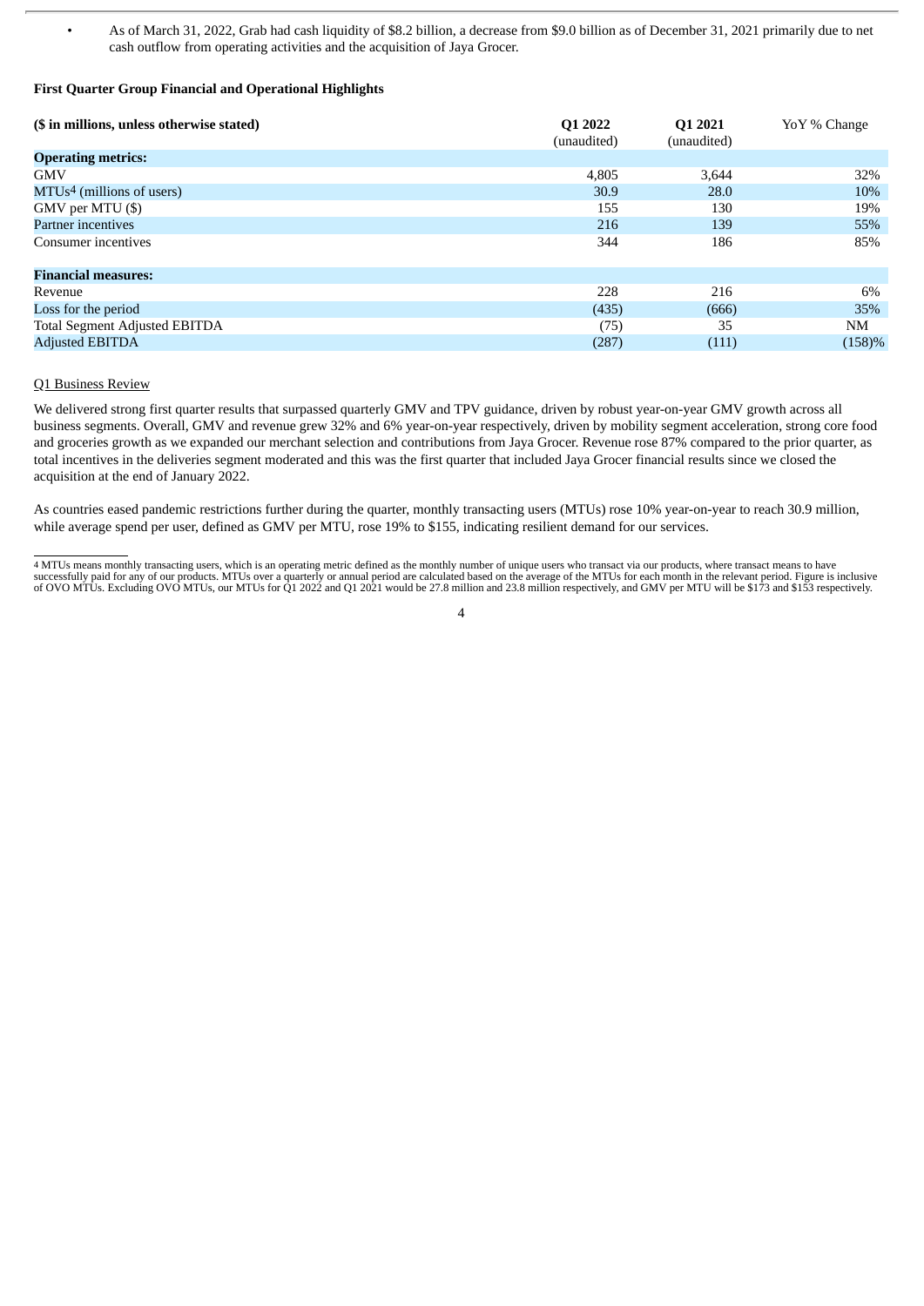- As of March 31, 2022, Grab had cash liquidity of $8.2 billion, a decrease from $9.0 billion as of December 31, 2021 primarily due to net cash outflow from operating activities and the acquisition of Jaya Grocer.

**First Quarter Group Financial and Operational Highlights**

| ($ in millions, unless otherwise stated) | Q1 2022 (unaudited) | Q1 2021 (unaudited) | YoY % Change |
|---|---|---|---|
| **Operating metrics:** | | | |
| GMV | 4,805 | 3,644 | 32% |
| MTUs[4] (millions of users) | 30.9 | 28.0 | 10% |
| GMV per MTU ($) | 155 | 130 | 19% |
| Partner incentives | 216 | 139 | 55% |
| Consumer incentives | 344 | 186 | 85% |
| | | | |
| **Financial measures:** | | | |
| Revenue | 228 | 216 | 6% |
| Loss for the period | (435) | (666) | 35% |
| Total Segment Adjusted EBITDA | (75) | 35 | NM |
| Adjusted EBITDA | (287) | (111) | (158)% |

Q1 Business Review

We delivered strong first quarter results that surpassed quarterly GMV and TPV guidance, driven by robust year-on-year GMV growth across all business segments. Overall, GMV and revenue grew 32% and 6% year-on-year respectively, driven by mobility segment acceleration, strong core food and groceries growth as we expanded our merchant selection and contributions from Jaya Grocer. Revenue rose 87% compared to the prior quarter, as total incentives in the deliveries segment moderated and this was the first quarter that included Jaya Grocer financial results since we closed the acquisition at the end of January 2022.

As countries eased pandemic restrictions further during the quarter, monthly transacting users (MTUs) rose 10% year-on-year to reach 30.9 million, while average spend per user, defined as GMV per MTU, rose 19% to $155, indicating resilient demand for our services.

[4] MTUs means monthly transacting users, which is an operating metric defined as the monthly number of unique users who transact via our products, where transact means to have successfully paid for any of our products. MTUs over a quarterly or annual period are calculated based on the average of the MTUs for each month in the relevant period. Figure is inclusive of OVO MTUs. Excluding OVO MTUs, our MTUs for Q1 2022 and Q1 2021 would be 27.8 million and 23.8 million respectively, and GMV per MTU will be $173 and $153 respectively.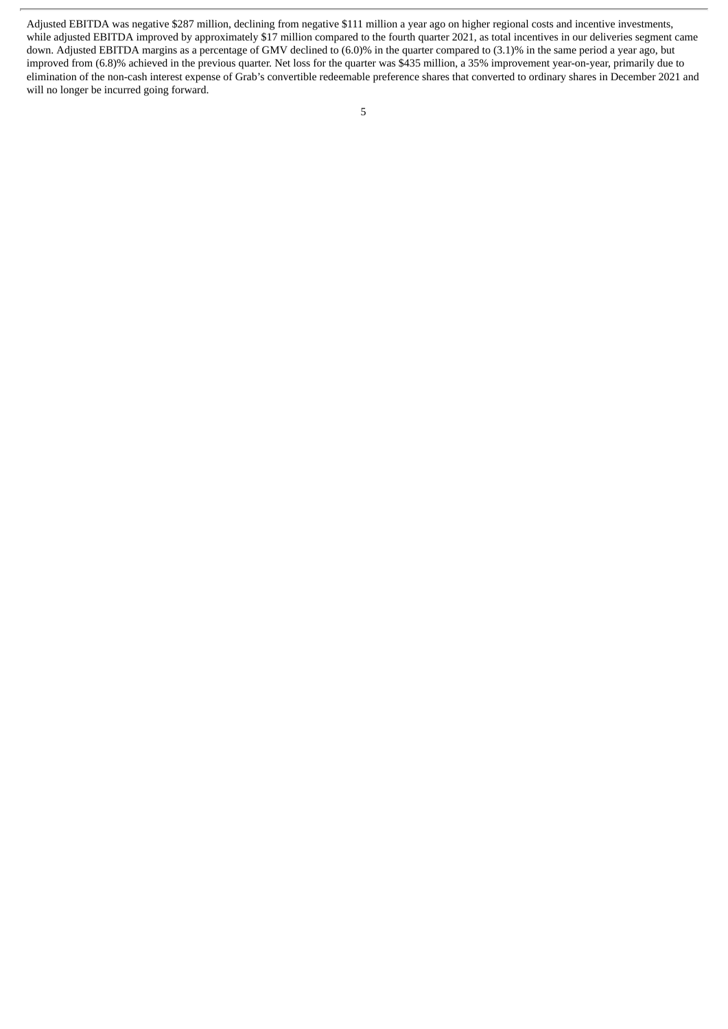Adjusted EBITDA was negative $287 million, declining from negative $111 million a year ago on higher regional costs and incentive investments, while adjusted EBITDA improved by approximately $17 million compared to the fourth quarter 2021, as total incentives in our deliveries segment came down. Adjusted EBITDA margins as a percentage of GMV declined to (6.0)% in the quarter compared to (3.1)% in the same period a year ago, but improved from (6.8)% achieved in the previous quarter. Net loss for the quarter was $435 million, a 35% improvement year-on-year, primarily due to elimination of the non-cash interest expense of Grab's convertible redeemable preference shares that converted to ordinary shares in December 2021 and will no longer be incurred going forward.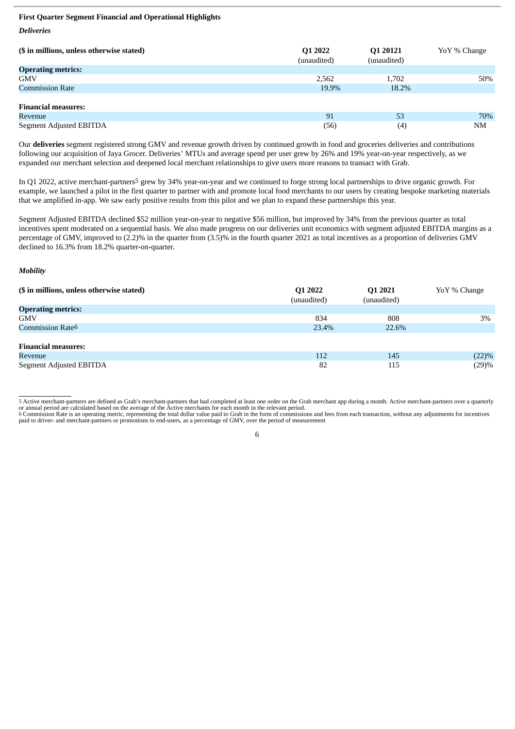**First Quarter Segment Financial and Operational Highlights**

***Deliveries***

| ($ in millions, unless otherwise stated) | Q1 2022 (unaudited) | Q1 20121 (unaudited) | YoY % Change |
|---|---|---|---|
| **Operating metrics:** | | | |
| GMV | 2,562 | 1,702 | 50% |
| Commission Rate | 19.9% | 18.2% | |
| | | | |
| **Financial measures:** | | | |
| Revenue | 91 | 53 | 70% |
| Segment Adjusted EBITDA | (56) | (4) | NM |

Our **deliveries** segment registered strong GMV and revenue growth driven by continued growth in food and groceries deliveries and contributions following our acquisition of Jaya Grocer. Deliveries' MTUs and average spend per user grew by 26% and 19% year-on-year respectively, as we expanded our merchant selection and deepened local merchant relationships to give users more reasons to transact with Grab.

In Q1 2022, active merchant-partners[5] grew by 34% year-on-year and we continued to forge strong local partnerships to drive organic growth. For example, we launched a pilot in the first quarter to partner with and promote local food merchants to our users by creating bespoke marketing materials that we amplified in-app. We saw early positive results from this pilot and we plan to expand these partnerships this year.

Segment Adjusted EBITDA declined $52 million year-on-year to negative $56 million, but improved by 34% from the previous quarter as total incentives spent moderated on a sequential basis. We also made progress on our deliveries unit economics with segment adjusted EBITDA margins as a percentage of GMV, improved to (2.2)% in the quarter from (3.5)% in the fourth quarter 2021 as total incentives as a proportion of deliveries GMV declined to 16.3% from 18.2% quarter-on-quarter.

***Mobility***

| ($ in millions, unless otherwise stated) | Q1 2022 (unaudited) | Q1 2021 (unaudited) | YoY % Change |
|---|---|---|---|
| **Operating metrics:** | | | |
| GMV | 834 | 808 | 3% |
| Commission Rate[6] | 23.4% | 22.6% | |
| | | | |
| **Financial measures:** | | | |
| Revenue | 112 | 145 | (22)% |
| Segment Adjusted EBITDA | 82 | 115 | (29)% |

[5] Active merchant-partners are defined as Grab's merchant-partners that had completed at least one order on the Grab merchant app during a month. Active merchant-partners over a quarterly or annual period are calculated based on the average of the Active merchants for each month in the relevant period.

[6] Commission Rate is an operating metric, representing the total dollar value paid to Grab in the form of commissions and fees from each transaction, without any adjustments for incentives paid to driver- and merchant-partners or promotions to end-users, as a percentage of GMV, over the period of measurement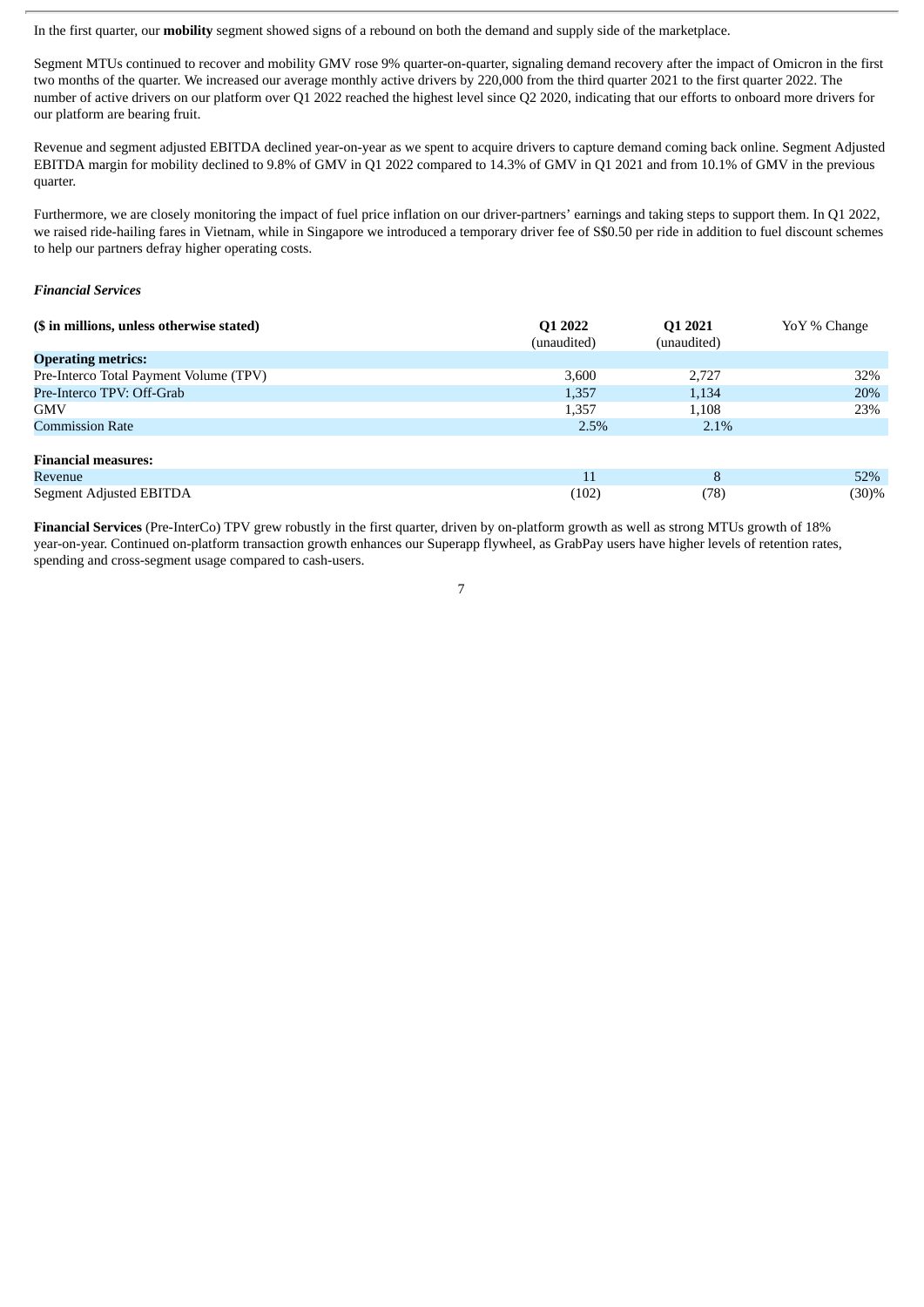In the first quarter, our **mobility** segment showed signs of a rebound on both the demand and supply side of the marketplace.

Segment MTUs continued to recover and mobility GMV rose 9% quarter-on-quarter, signaling demand recovery after the impact of Omicron in the first two months of the quarter. We increased our average monthly active drivers by 220,000 from the third quarter 2021 to the first quarter 2022. The number of active drivers on our platform over Q1 2022 reached the highest level since Q2 2020, indicating that our efforts to onboard more drivers for our platform are bearing fruit.

Revenue and segment adjusted EBITDA declined year-on-year as we spent to acquire drivers to capture demand coming back online. Segment Adjusted EBITDA margin for mobility declined to 9.8% of GMV in Q1 2022 compared to 14.3% of GMV in Q1 2021 and from 10.1% of GMV in the previous quarter.

Furthermore, we are closely monitoring the impact of fuel price inflation on our driver-partners' earnings and taking steps to support them. In Q1 2022, we raised ride-hailing fares in Vietnam, while in Singapore we introduced a temporary driver fee of S$0.50 per ride in addition to fuel discount schemes to help our partners defray higher operating costs.

***Financial Services***

| ($ in millions, unless otherwise stated) | Q1 2022 (unaudited) | Q1 2021 (unaudited) | YoY % Change |
|---|---|---|---|
| **Operating metrics:** | | | |
| Pre-Interco Total Payment Volume (TPV) | 3,600 | 2,727 | 32% |
| Pre-Interco TPV: Off-Grab | 1,357 | 1,134 | 20% |
| GMV | 1,357 | 1,108 | 23% |
| Commission Rate | 2.5% | 2.1% | |
| | | | |
| **Financial measures:** | | | |
| Revenue | 11 | 8 | 52% |
| Segment Adjusted EBITDA | (102) | (78) | (30)% |

**Financial Services** (Pre-InterCo) TPV grew robustly in the first quarter, driven by on-platform growth as well as strong MTUs growth of 18% year-on-year. Continued on-platform transaction growth enhances our Superapp flywheel, as GrabPay users have higher levels of retention rates, spending and cross-segment usage compared to cash-users.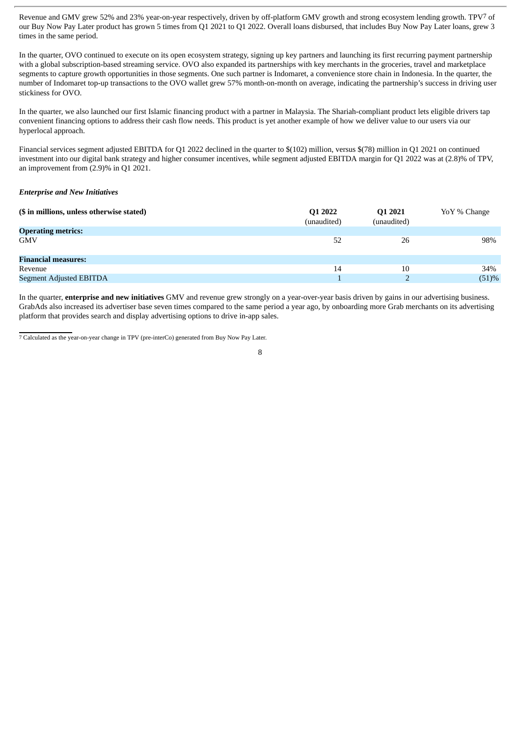Revenue and GMV grew 52% and 23% year-on-year respectively, driven by off-platform GMV growth and strong ecosystem lending growth. TPV[7] of our Buy Now Pay Later product has grown 5 times from Q1 2021 to Q1 2022. Overall loans disbursed, that includes Buy Now Pay Later loans, grew 3 times in the same period.

In the quarter, OVO continued to execute on its open ecosystem strategy, signing up key partners and launching its first recurring payment partnership with a global subscription-based streaming service. OVO also expanded its partnerships with key merchants in the groceries, travel and marketplace segments to capture growth opportunities in those segments. One such partner is Indomaret, a convenience store chain in Indonesia. In the quarter, the number of Indomaret top-up transactions to the OVO wallet grew 57% month-on-month on average, indicating the partnership's success in driving user stickiness for OVO.

In the quarter, we also launched our first Islamic financing product with a partner in Malaysia. The Shariah-compliant product lets eligible drivers tap convenient financing options to address their cash flow needs. This product is yet another example of how we deliver value to our users via our hyperlocal approach.

Financial services segment adjusted EBITDA for Q1 2022 declined in the quarter to $(102) million, versus $(78) million in Q1 2021 on continued investment into our digital bank strategy and higher consumer incentives, while segment adjusted EBITDA margin for Q1 2022 was at (2.8)% of TPV, an improvement from (2.9)% in Q1 2021.

### *Enterprise and New Initiatives*

| ($ in millions, unless otherwise stated) | Q1 2022 (unaudited) | Q1 2021 (unaudited) | YoY % Change |
|---|---|---|---|
| **Operating metrics:** | | | |
| GMV | 52 | 26 | 98% |
| **Financial measures:** | | | |
| Revenue | 14 | 10 | 34% |
| Segment Adjusted EBITDA | 1 | 2 | (51)% |

In the quarter, **enterprise and new initiatives** GMV and revenue grew strongly on a year-over-year basis driven by gains in our advertising business. GrabAds also increased its advertiser base seven times compared to the same period a year ago, by onboarding more Grab merchants on its advertising platform that provides search and display advertising options to drive in-app sales.

[7] Calculated as the year-on-year change in TPV (pre-interCo) generated from Buy Now Pay Later.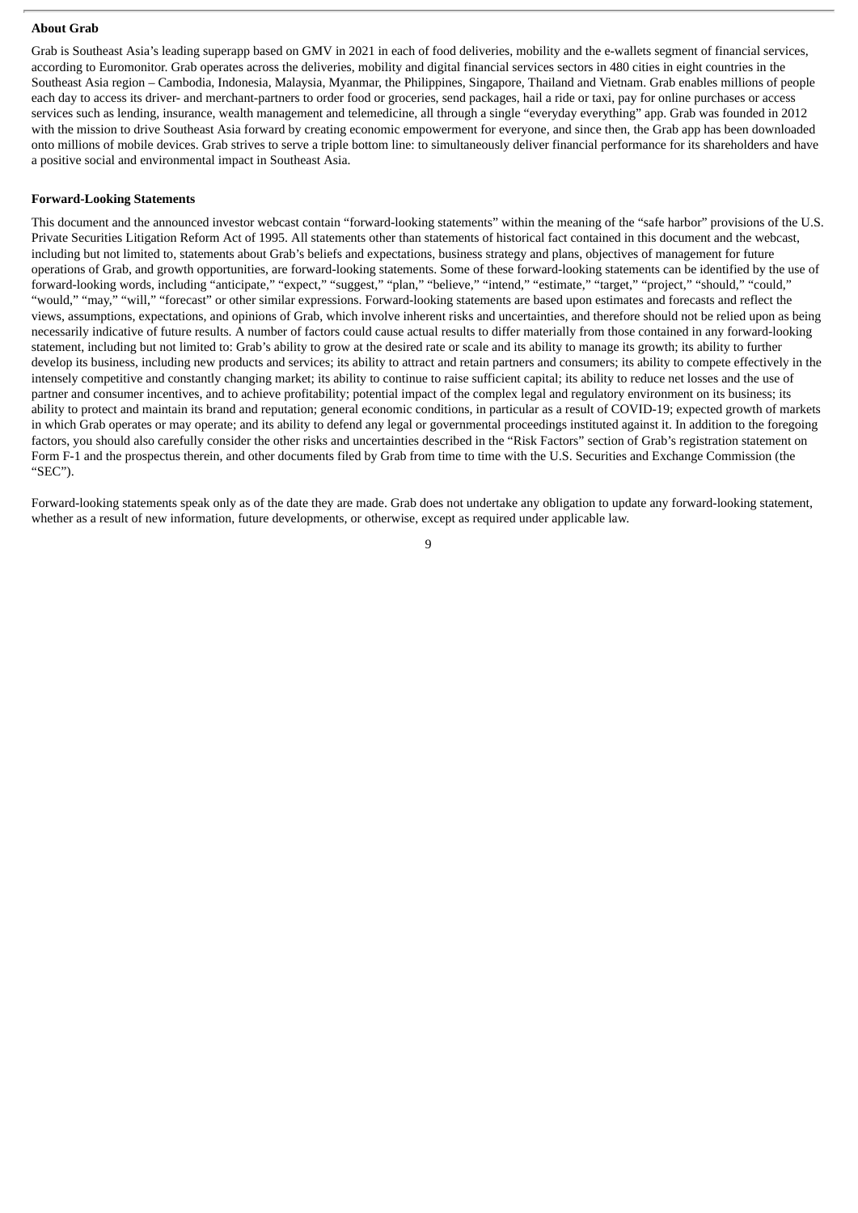**About Grab**

Grab is Southeast Asia's leading superapp based on GMV in 2021 in each of food deliveries, mobility and the e-wallets segment of financial services, according to Euromonitor. Grab operates across the deliveries, mobility and digital financial services sectors in 480 cities in eight countries in the Southeast Asia region – Cambodia, Indonesia, Malaysia, Myanmar, the Philippines, Singapore, Thailand and Vietnam. Grab enables millions of people each day to access its driver- and merchant-partners to order food or groceries, send packages, hail a ride or taxi, pay for online purchases or access services such as lending, insurance, wealth management and telemedicine, all through a single "everyday everything" app. Grab was founded in 2012 with the mission to drive Southeast Asia forward by creating economic empowerment for everyone, and since then, the Grab app has been downloaded onto millions of mobile devices. Grab strives to serve a triple bottom line: to simultaneously deliver financial performance for its shareholders and have a positive social and environmental impact in Southeast Asia.

**Forward-Looking Statements**

This document and the announced investor webcast contain "forward-looking statements" within the meaning of the "safe harbor" provisions of the U.S. Private Securities Litigation Reform Act of 1995. All statements other than statements of historical fact contained in this document and the webcast, including but not limited to, statements about Grab's beliefs and expectations, business strategy and plans, objectives of management for future operations of Grab, and growth opportunities, are forward-looking statements. Some of these forward-looking statements can be identified by the use of forward-looking words, including "anticipate," "expect," "suggest," "plan," "believe," "intend," "estimate," "target," "project," "should," "could," "would," "may," "will," "forecast" or other similar expressions. Forward-looking statements are based upon estimates and forecasts and reflect the views, assumptions, expectations, and opinions of Grab, which involve inherent risks and uncertainties, and therefore should not be relied upon as being necessarily indicative of future results. A number of factors could cause actual results to differ materially from those contained in any forward-looking statement, including but not limited to: Grab's ability to grow at the desired rate or scale and its ability to manage its growth; its ability to further develop its business, including new products and services; its ability to attract and retain partners and consumers; its ability to compete effectively in the intensely competitive and constantly changing market; its ability to continue to raise sufficient capital; its ability to reduce net losses and the use of partner and consumer incentives, and to achieve profitability; potential impact of the complex legal and regulatory environment on its business; its ability to protect and maintain its brand and reputation; general economic conditions, in particular as a result of COVID-19; expected growth of markets in which Grab operates or may operate; and its ability to defend any legal or governmental proceedings instituted against it. In addition to the foregoing factors, you should also carefully consider the other risks and uncertainties described in the "Risk Factors" section of Grab's registration statement on Form F-1 and the prospectus therein, and other documents filed by Grab from time to time with the U.S. Securities and Exchange Commission (the "SEC").

Forward-looking statements speak only as of the date they are made. Grab does not undertake any obligation to update any forward-looking statement, whether as a result of new information, future developments, or otherwise, except as required under applicable law.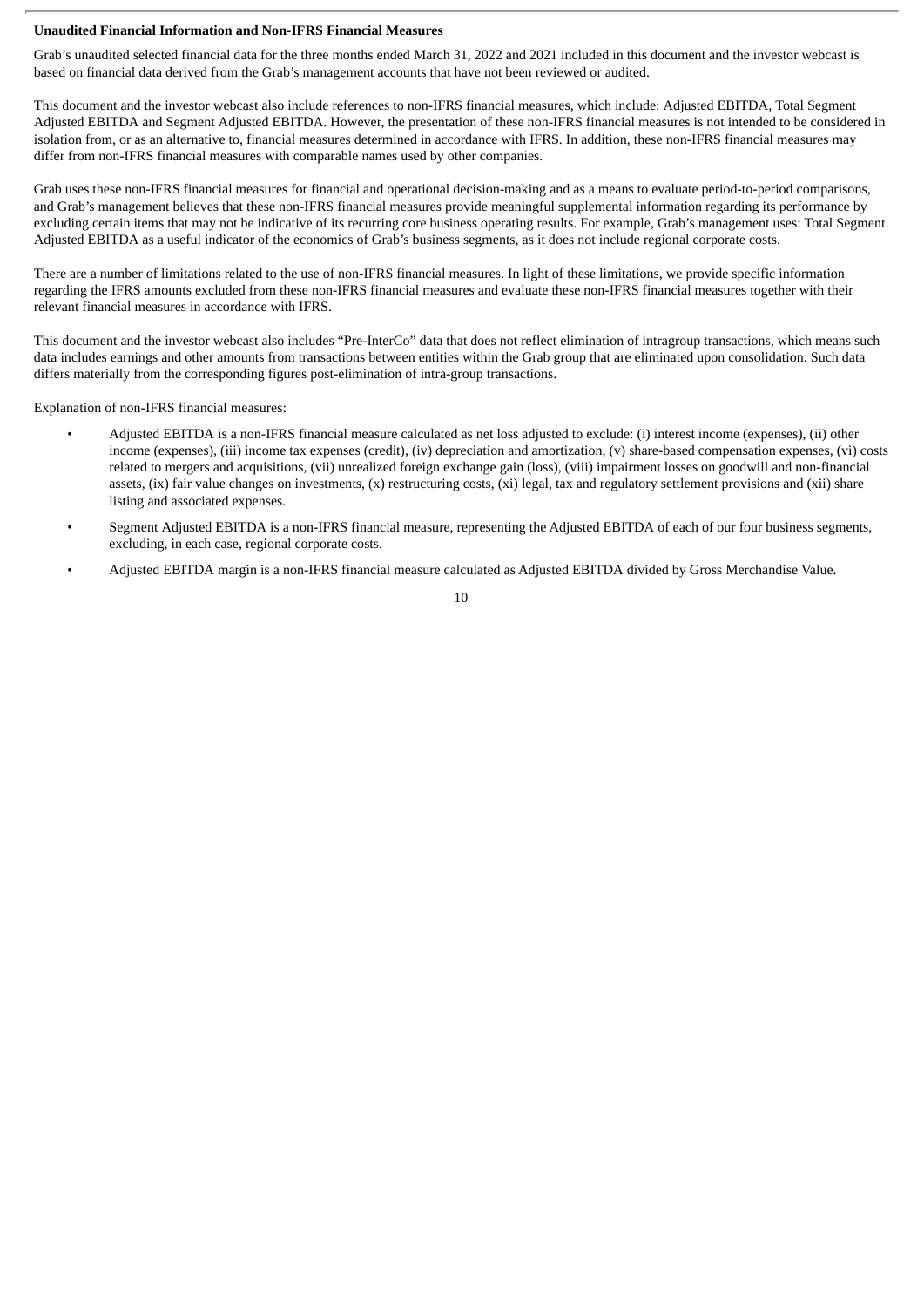**Unaudited Financial Information and Non-IFRS Financial Measures**

Grab's unaudited selected financial data for the three months ended March 31, 2022 and 2021 included in this document and the investor webcast is based on financial data derived from the Grab's management accounts that have not been reviewed or audited.

This document and the investor webcast also include references to non-IFRS financial measures, which include: Adjusted EBITDA, Total Segment Adjusted EBITDA and Segment Adjusted EBITDA. However, the presentation of these non-IFRS financial measures is not intended to be considered in isolation from, or as an alternative to, financial measures determined in accordance with IFRS. In addition, these non-IFRS financial measures may differ from non-IFRS financial measures with comparable names used by other companies.

Grab uses these non-IFRS financial measures for financial and operational decision-making and as a means to evaluate period-to-period comparisons, and Grab's management believes that these non-IFRS financial measures provide meaningful supplemental information regarding its performance by excluding certain items that may not be indicative of its recurring core business operating results. For example, Grab's management uses: Total Segment Adjusted EBITDA as a useful indicator of the economics of Grab's business segments, as it does not include regional corporate costs.

There are a number of limitations related to the use of non-IFRS financial measures. In light of these limitations, we provide specific information regarding the IFRS amounts excluded from these non-IFRS financial measures and evaluate these non-IFRS financial measures together with their relevant financial measures in accordance with IFRS.

This document and the investor webcast also includes "Pre-InterCo" data that does not reflect elimination of intragroup transactions, which means such data includes earnings and other amounts from transactions between entities within the Grab group that are eliminated upon consolidation. Such data differs materially from the corresponding figures post-elimination of intra-group transactions.

Explanation of non-IFRS financial measures:

- Adjusted EBITDA is a non-IFRS financial measure calculated as net loss adjusted to exclude: (i) interest income (expenses), (ii) other income (expenses), (iii) income tax expenses (credit), (iv) depreciation and amortization, (v) share-based compensation expenses, (vi) costs related to mergers and acquisitions, (vii) unrealized foreign exchange gain (loss), (viii) impairment losses on goodwill and non-financial assets, (ix) fair value changes on investments, (x) restructuring costs, (xi) legal, tax and regulatory settlement provisions and (xii) share listing and associated expenses.
- Segment Adjusted EBITDA is a non-IFRS financial measure, representing the Adjusted EBITDA of each of our four business segments, excluding, in each case, regional corporate costs.
- Adjusted EBITDA margin is a non-IFRS financial measure calculated as Adjusted EBITDA divided by Gross Merchandise Value.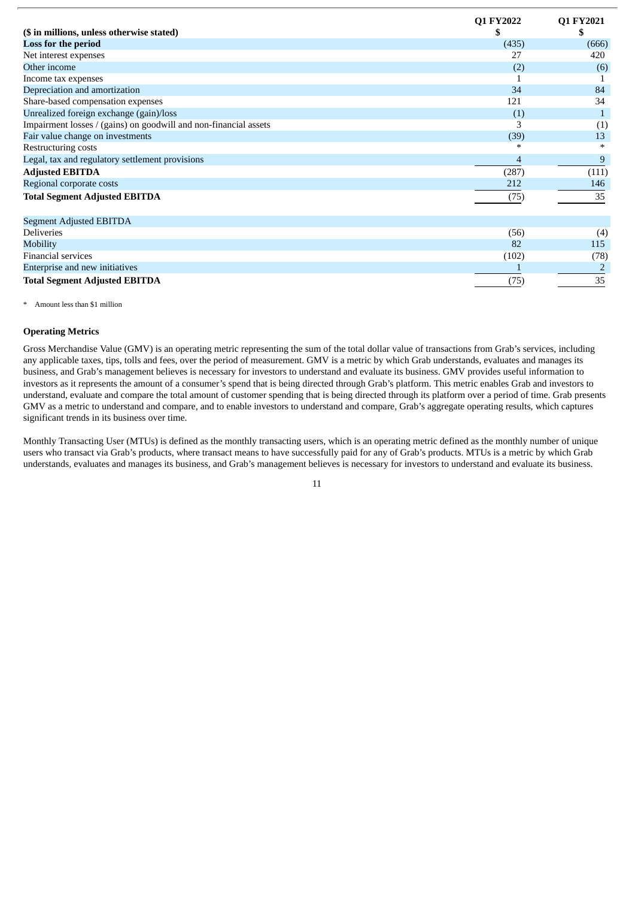| ($ in millions, unless otherwise stated) | Q1 FY2022<br>$ | Q1 FY2021<br>$ |
|---|---|---|
| **Loss for the period** | (435) | (666) |
| Net interest expenses | 27 | 420 |
| Other income | (2) | (6) |
| Income tax expenses | 1 | 1 |
| Depreciation and amortization | 34 | 84 |
| Share-based compensation expenses | 121 | 34 |
| Unrealized foreign exchange (gain)/loss | (1) | 1 |
| Impairment losses / (gains) on goodwill and non-financial assets | 3 | (1) |
| Fair value change on investments | (39) | 13 |
| Restructuring costs | * | * |
| Legal, tax and regulatory settlement provisions | 4 | 9 |
| **Adjusted EBITDA** | (287) | (111) |
| Regional corporate costs | 212 | 146 |
| **Total Segment Adjusted EBITDA** | (75) | 35 |
| | | |
| Segment Adjusted EBITDA | | |
| Deliveries | (56) | (4) |
| Mobility | 82 | 115 |
| Financial services | (102) | (78) |
| Enterprise and new initiatives | 1 | 2 |
| **Total Segment Adjusted EBITDA** | (75) | 35 |

* Amount less than $1 million

**Operating Metrics**

Gross Merchandise Value (GMV) is an operating metric representing the sum of the total dollar value of transactions from Grab's services, including any applicable taxes, tips, tolls and fees, over the period of measurement. GMV is a metric by which Grab understands, evaluates and manages its business, and Grab's management believes is necessary for investors to understand and evaluate its business. GMV provides useful information to investors as it represents the amount of a consumer's spend that is being directed through Grab's platform. This metric enables Grab and investors to understand, evaluate and compare the total amount of customer spending that is being directed through its platform over a period of time. Grab presents GMV as a metric to understand and compare, and to enable investors to understand and compare, Grab's aggregate operating results, which captures significant trends in its business over time.

Monthly Transacting User (MTUs) is defined as the monthly transacting users, which is an operating metric defined as the monthly number of unique users who transact via Grab's products, where transact means to have successfully paid for any of Grab's products. MTUs is a metric by which Grab understands, evaluates and manages its business, and Grab's management believes is necessary for investors to understand and evaluate its business.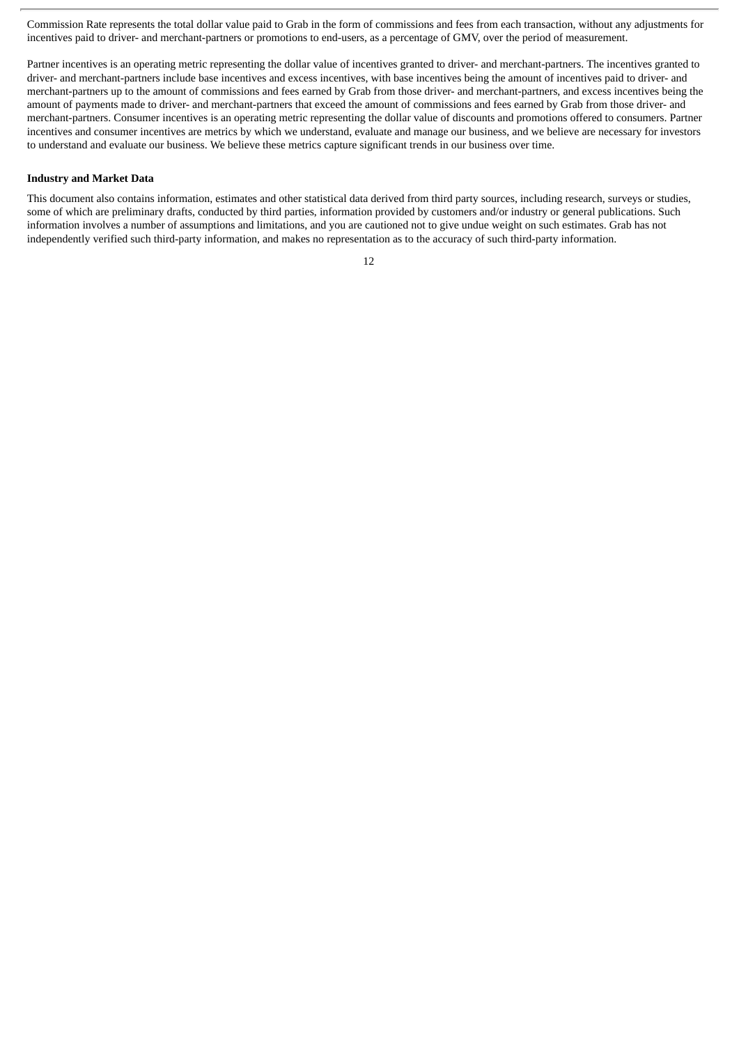Commission Rate represents the total dollar value paid to Grab in the form of commissions and fees from each transaction, without any adjustments for incentives paid to driver- and merchant-partners or promotions to end-users, as a percentage of GMV, over the period of measurement.

Partner incentives is an operating metric representing the dollar value of incentives granted to driver- and merchant-partners. The incentives granted to driver- and merchant-partners include base incentives and excess incentives, with base incentives being the amount of incentives paid to driver- and merchant-partners up to the amount of commissions and fees earned by Grab from those driver- and merchant-partners, and excess incentives being the amount of payments made to driver- and merchant-partners that exceed the amount of commissions and fees earned by Grab from those driver- and merchant-partners. Consumer incentives is an operating metric representing the dollar value of discounts and promotions offered to consumers. Partner incentives and consumer incentives are metrics by which we understand, evaluate and manage our business, and we believe are necessary for investors to understand and evaluate our business. We believe these metrics capture significant trends in our business over time.

**Industry and Market Data**

This document also contains information, estimates and other statistical data derived from third party sources, including research, surveys or studies, some of which are preliminary drafts, conducted by third parties, information provided by customers and/or industry or general publications. Such information involves a number of assumptions and limitations, and you are cautioned not to give undue weight on such estimates. Grab has not independently verified such third-party information, and makes no representation as to the accuracy of such third-party information.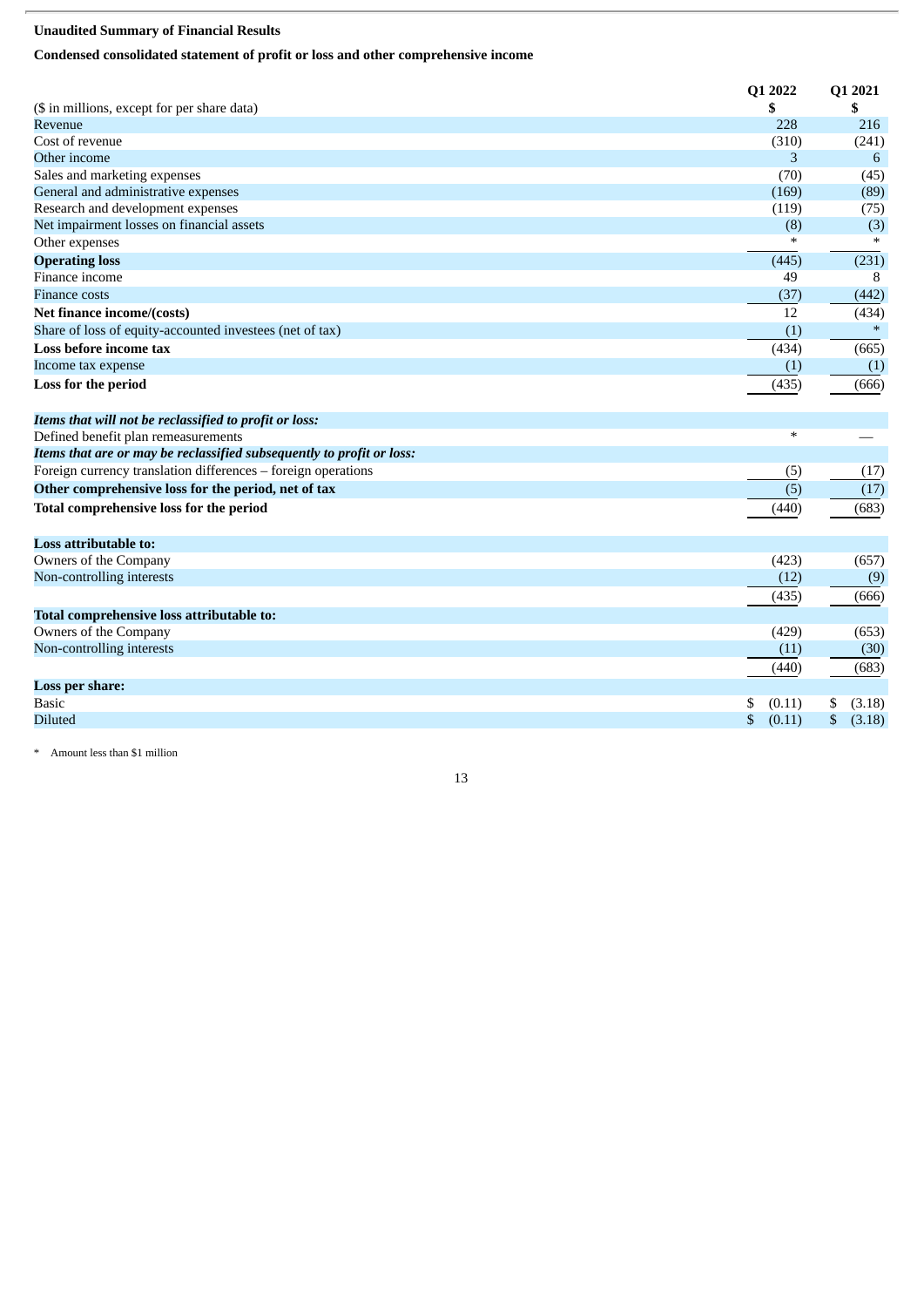**Unaudited Summary of Financial Results**

**Condensed consolidated statement of profit or loss and other comprehensive income**

| ($ in millions, except for per share data) | Q1 2022<br>$ | Q1 2021<br>$ |
|---|---|---|
| Revenue | 228 | 216 |
| Cost of revenue | (310) | (241) |
| Other income | 3 | 6 |
| Sales and marketing expenses | (70) | (45) |
| General and administrative expenses | (169) | (89) |
| Research and development expenses | (119) | (75) |
| Net impairment losses on financial assets | (8) | (3) |
| Other expenses | * | * |
| **Operating loss** | (445) | (231) |
| Finance income | 49 | 8 |
| Finance costs | (37) | (442) |
| **Net finance income/(costs)** | 12 | (434) |
| Share of loss of equity-accounted investees (net of tax) | (1) | * |
| **Loss before income tax** | (434) | (665) |
| Income tax expense | (1) | (1) |
| **Loss for the period** | (435) | (666) |
| ***Items that will not be reclassified to profit or loss:*** | | |
| Defined benefit plan remeasurements | * | — |
| ***Items that are or may be reclassified subsequently to profit or loss:*** | | |
| Foreign currency translation differences – foreign operations | (5) | (17) |
| **Other comprehensive loss for the period, net of tax** | (5) | (17) |
| **Total comprehensive loss for the period** | (440) | (683) |
| **Loss attributable to:** | | |
| Owners of the Company | (423) | (657) |
| Non-controlling interests | (12) | (9) |
| | (435) | (666) |
| **Total comprehensive loss attributable to:** | | |
| Owners of the Company | (429) | (653) |
| Non-controlling interests | (11) | (30) |
| | (440) | (683) |
| **Loss per share:** | | |
| Basic | $ (0.11) | $ (3.18) |
| Diluted | $ (0.11) | $ (3.18) |

\* Amount less than $1 million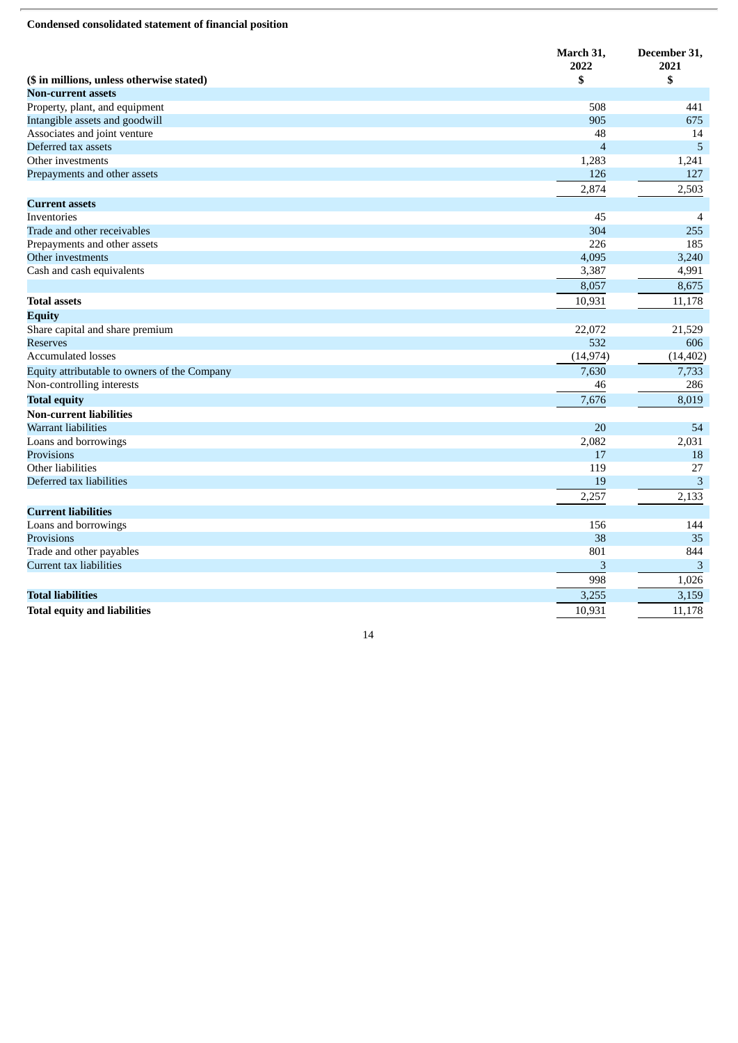**Condensed consolidated statement of financial position**

| ($ in millions, unless otherwise stated) | March 31, 2022 $ | December 31, 2021 $ |
|---|---|---|
| **Non-current assets** | | |
| Property, plant, and equipment | 508 | 441 |
| Intangible assets and goodwill | 905 | 675 |
| Associates and joint venture | 48 | 14 |
| Deferred tax assets | 4 | 5 |
| Other investments | 1,283 | 1,241 |
| Prepayments and other assets | 126 | 127 |
| | 2,874 | 2,503 |
| **Current assets** | | |
| Inventories | 45 | 4 |
| Trade and other receivables | 304 | 255 |
| Prepayments and other assets | 226 | 185 |
| Other investments | 4,095 | 3,240 |
| Cash and cash equivalents | 3,387 | 4,991 |
| | 8,057 | 8,675 |
| **Total assets** | 10,931 | 11,178 |
| **Equity** | | |
| Share capital and share premium | 22,072 | 21,529 |
| Reserves | 532 | 606 |
| Accumulated losses | (14,974) | (14,402) |
| Equity attributable to owners of the Company | 7,630 | 7,733 |
| Non-controlling interests | 46 | 286 |
| **Total equity** | 7,676 | 8,019 |
| **Non-current liabilities** | | |
| Warrant liabilities | 20 | 54 |
| Loans and borrowings | 2,082 | 2,031 |
| Provisions | 17 | 18 |
| Other liabilities | 119 | 27 |
| Deferred tax liabilities | 19 | 3 |
| | 2,257 | 2,133 |
| **Current liabilities** | | |
| Loans and borrowings | 156 | 144 |
| Provisions | 38 | 35 |
| Trade and other payables | 801 | 844 |
| Current tax liabilities | 3 | 3 |
| | 998 | 1,026 |
| **Total liabilities** | 3,255 | 3,159 |
| **Total equity and liabilities** | 10,931 | 11,178 |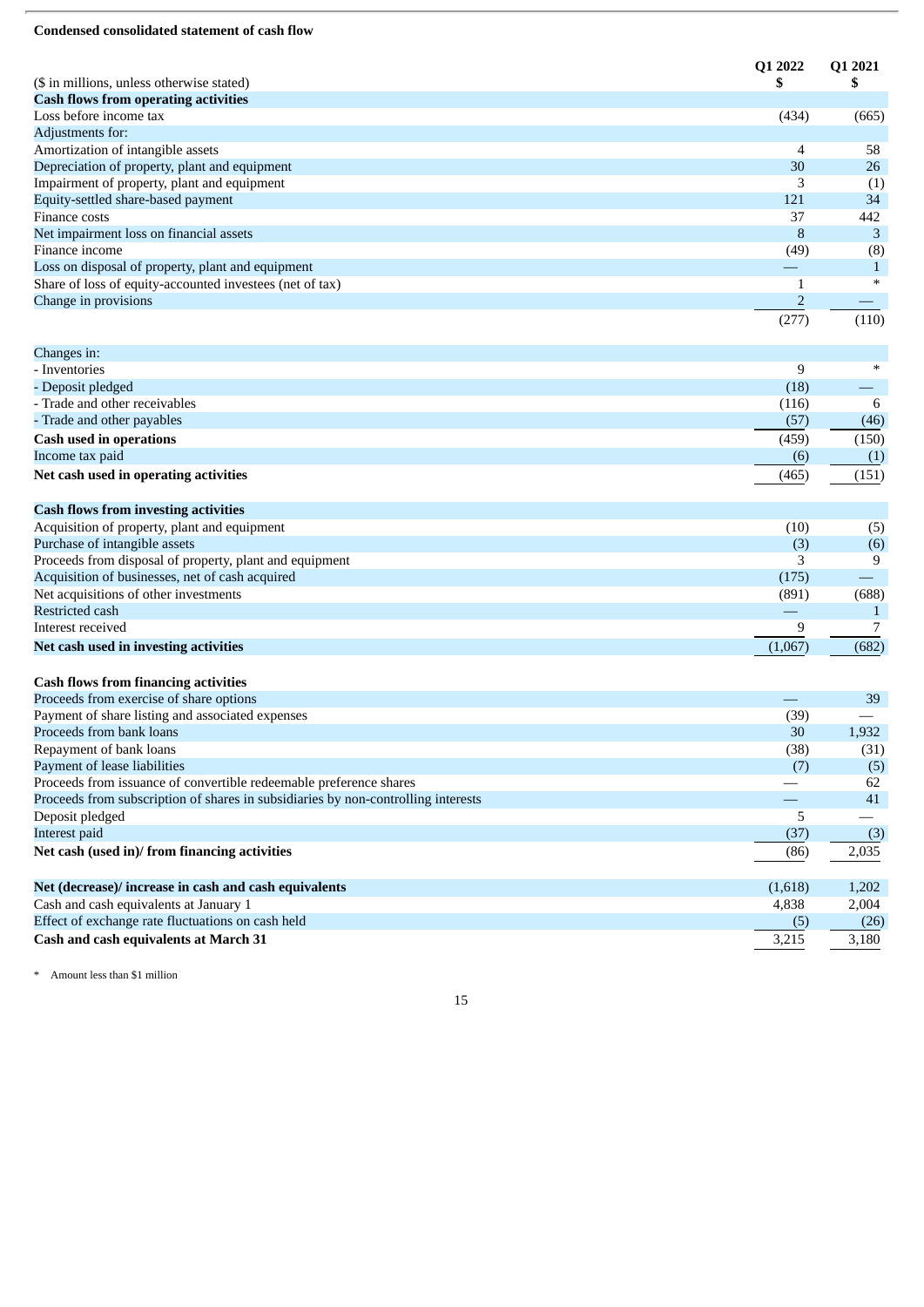**Condensed consolidated statement of cash flow**

| ($ in millions, unless otherwise stated) | Q1 2022<br>$ | Q1 2021<br>$ |
|---|---|---|
| **Cash flows from operating activities** | | |
| Loss before income tax | (434) | (665) |
| Adjustments for: | | |
| Amortization of intangible assets | 4 | 58 |
| Depreciation of property, plant and equipment | 30 | 26 |
| Impairment of property, plant and equipment | 3 | (1) |
| Equity-settled share-based payment | 121 | 34 |
| Finance costs | 37 | 442 |
| Net impairment loss on financial assets | 8 | 3 |
| Finance income | (49) | (8) |
| Loss on disposal of property, plant and equipment | — | 1 |
| Share of loss of equity-accounted investees (net of tax) | 1 | * |
| Change in provisions | 2 | — |
| | (277) | (110) |
| Changes in: | | |
| - Inventories | 9 | * |
| - Deposit pledged | (18) | — |
| - Trade and other receivables | (116) | 6 |
| - Trade and other payables | (57) | (46) |
| **Cash used in operations** | (459) | (150) |
| Income tax paid | (6) | (1) |
| **Net cash used in operating activities** | (465) | (151) |
| **Cash flows from investing activities** | | |
| Acquisition of property, plant and equipment | (10) | (5) |
| Purchase of intangible assets | (3) | (6) |
| Proceeds from disposal of property, plant and equipment | 3 | 9 |
| Acquisition of businesses, net of cash acquired | (175) | — |
| Net acquisitions of other investments | (891) | (688) |
| Restricted cash | — | 1 |
| Interest received | 9 | 7 |
| **Net cash used in investing activities** | (1,067) | (682) |
| **Cash flows from financing activities** | | |
| Proceeds from exercise of share options | — | 39 |
| Payment of share listing and associated expenses | (39) | — |
| Proceeds from bank loans | 30 | 1,932 |
| Repayment of bank loans | (38) | (31) |
| Payment of lease liabilities | (7) | (5) |
| Proceeds from issuance of convertible redeemable preference shares | — | 62 |
| Proceeds from subscription of shares in subsidiaries by non-controlling interests | — | 41 |
| Deposit pledged | 5 | — |
| Interest paid | (37) | (3) |
| **Net cash (used in)/ from financing activities** | (86) | 2,035 |
| **Net (decrease)/ increase in cash and cash equivalents** | (1,618) | 1,202 |
| Cash and cash equivalents at January 1 | 4,838 | 2,004 |
| Effect of exchange rate fluctuations on cash held | (5) | (26) |
| **Cash and cash equivalents at March 31** | 3,215 | 3,180 |

\* Amount less than $1 million